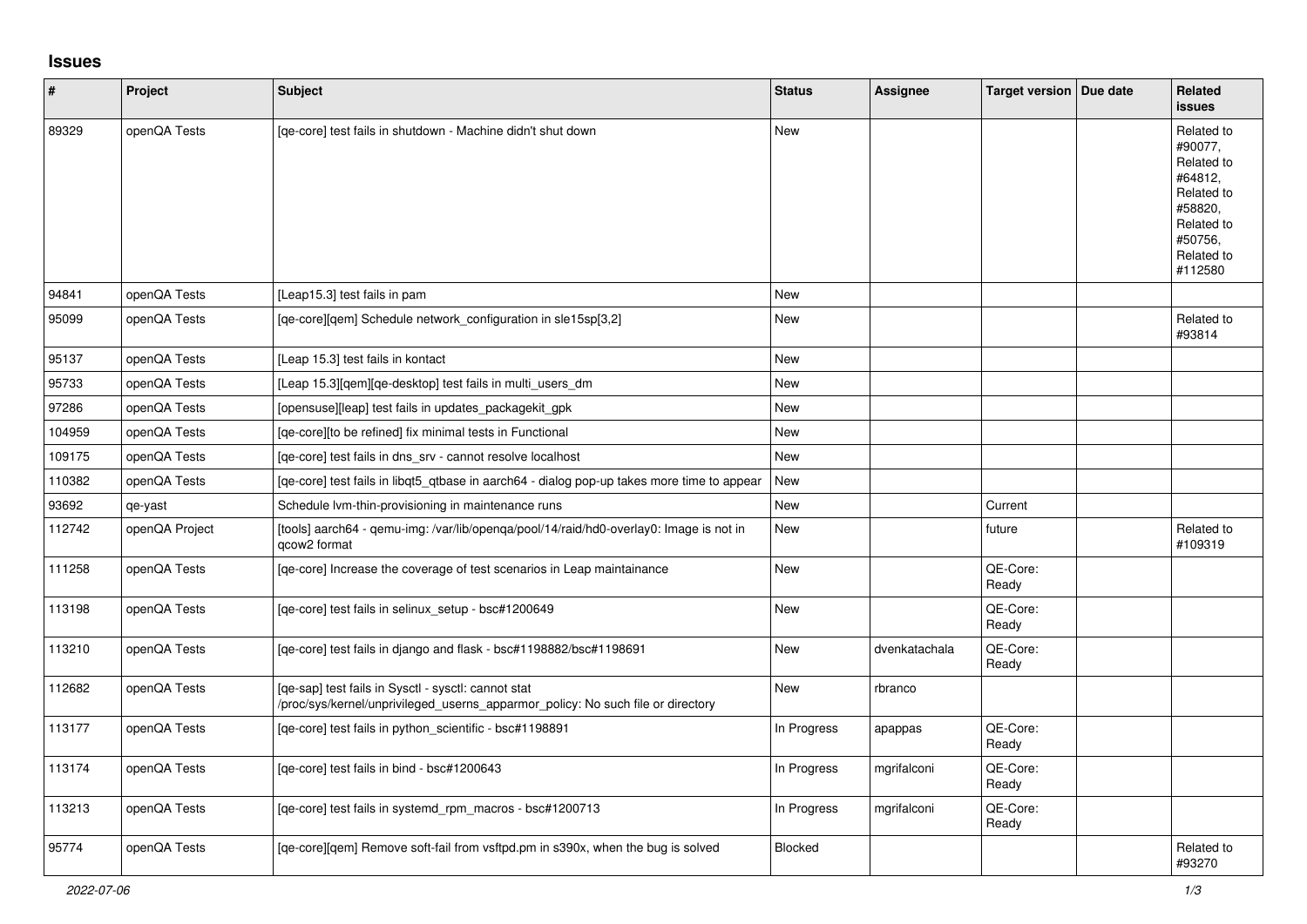## Issues

| # | Project | Subject | Status | Assignee | Target version | Due date | Related issues |
|---|---|---|---|---|---|---|---|
| 89329 | openQA Tests | [qe-core] test fails in shutdown - Machine didn't shut down | New | | | | Related to #90077, Related to #64812, Related to #58820, Related to #50756, Related to #112580 |
| 94841 | openQA Tests | [Leap15.3] test fails in pam | New | | | | |
| 95099 | openQA Tests | [qe-core][qem] Schedule network_configuration in sle15sp[3,2] | New | | | | Related to #93814 |
| 95137 | openQA Tests | [Leap 15.3] test fails in kontact | New | | | | |
| 95733 | openQA Tests | [Leap 15.3][qem][qe-desktop] test fails in multi_users_dm | New | | | | |
| 97286 | openQA Tests | [opensuse][leap] test fails in updates_packagekit_gpk | New | | | | |
| 104959 | openQA Tests | [qe-core][to be refined] fix minimal tests in Functional | New | | | | |
| 109175 | openQA Tests | [qe-core] test fails in dns_srv - cannot resolve localhost | New | | | | |
| 110382 | openQA Tests | [qe-core] test fails in libqt5_qtbase in aarch64 - dialog pop-up takes more time to appear | New | | | | |
| 93692 | qe-yast | Schedule lvm-thin-provisioning in maintenance runs | New | | Current | | |
| 112742 | openQA Project | [tools] aarch64 - qemu-img: /var/lib/openqa/pool/14/raid/hd0-overlay0: Image is not in qcow2 format | New | | future | | Related to #109319 |
| 111258 | openQA Tests | [qe-core] Increase the coverage of test scenarios in Leap maintainance | New | | QE-Core: Ready | | |
| 113198 | openQA Tests | [qe-core] test fails in selinux_setup - bsc#1200649 | New | | QE-Core: Ready | | |
| 113210 | openQA Tests | [qe-core] test fails in django and flask - bsc#1198882/bsc#1198691 | New | dvenkatachala | QE-Core: Ready | | |
| 112682 | openQA Tests | [qe-sap] test fails in Sysctl - sysctl: cannot stat /proc/sys/kernel/unprivileged_userns_apparmor_policy: No such file or directory | New | rbranco | | | |
| 113177 | openQA Tests | [qe-core] test fails in python_scientific - bsc#1198891 | In Progress | apappas | QE-Core: Ready | | |
| 113174 | openQA Tests | [qe-core] test fails in bind - bsc#1200643 | In Progress | mgrifalconi | QE-Core: Ready | | |
| 113213 | openQA Tests | [qe-core] test fails in systemd_rpm_macros - bsc#1200713 | In Progress | mgrifalconi | QE-Core: Ready | | |
| 95774 | openQA Tests | [qe-core][qem] Remove soft-fail from vsftpd.pm in s390x, when the bug is solved | Blocked | | | | Related to #93270 |

*2022-07-06*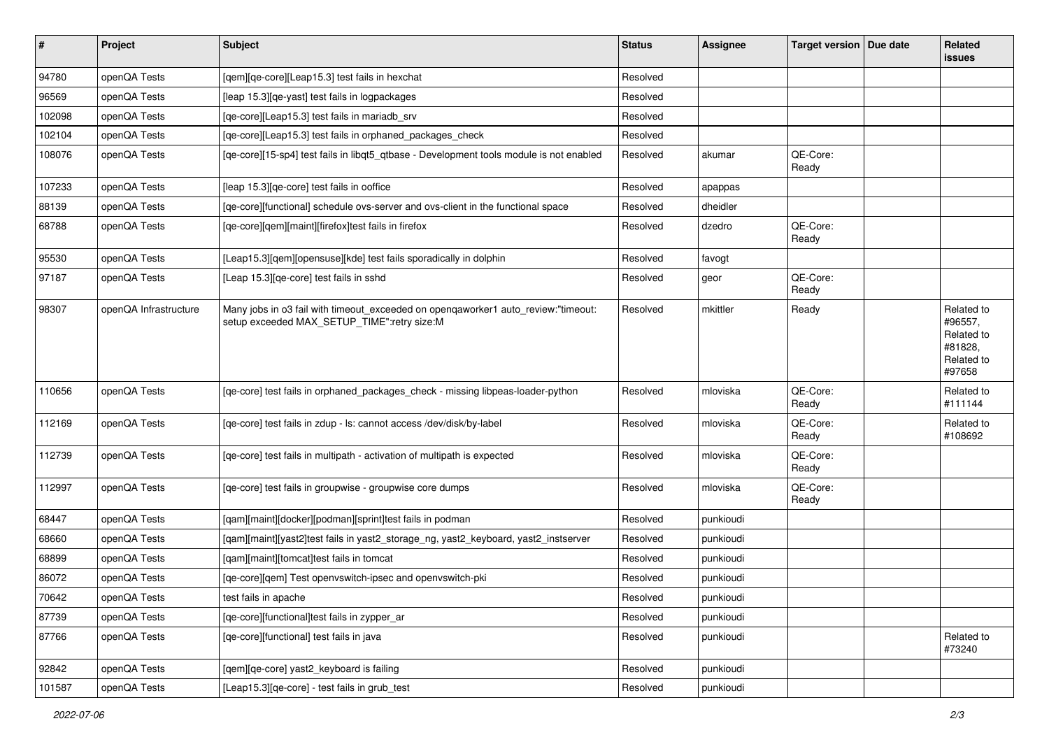| # | Project | Subject | Status | Assignee | Target version | Due date | Related issues |
|---|---|---|---|---|---|---|---|
| 94780 | openQA Tests | [qem][qe-core][Leap15.3] test fails in hexchat | Resolved | | | | |
| 96569 | openQA Tests | [leap 15.3][qe-yast] test fails in logpackages | Resolved | | | | |
| 102098 | openQA Tests | [qe-core][Leap15.3] test fails in mariadb_srv | Resolved | | | | |
| 102104 | openQA Tests | [qe-core][Leap15.3] test fails in orphaned_packages_check | Resolved | | | | |
| 108076 | openQA Tests | [qe-core][15-sp4] test fails in libqt5_qtbase - Development tools module is not enabled | Resolved | akumar | QE-Core: Ready | | |
| 107233 | openQA Tests | [leap 15.3][qe-core] test fails in ooffice | Resolved | apappas | | | |
| 88139 | openQA Tests | [qe-core][functional] schedule ovs-server and ovs-client in the functional space | Resolved | dheidler | | | |
| 68788 | openQA Tests | [qe-core][qem][maint][firefox]test fails in firefox | Resolved | dzedro | QE-Core: Ready | | |
| 95530 | openQA Tests | [Leap15.3][qem][opensuse][kde] test fails sporadically in dolphin | Resolved | favogt | | | |
| 97187 | openQA Tests | [Leap 15.3][qe-core] test fails in sshd | Resolved | geor | QE-Core: Ready | | |
| 98307 | openQA Infrastructure | Many jobs in o3 fail with timeout_exceeded on openqaworker1 auto_review:"timeout: setup exceeded MAX_SETUP_TIME":retry size:M | Resolved | mkittler | Ready | | Related to #96557, Related to #81828, Related to #97658 |
| 110656 | openQA Tests | [qe-core] test fails in orphaned_packages_check - missing libpeas-loader-python | Resolved | mloviska | QE-Core: Ready | | Related to #111144 |
| 112169 | openQA Tests | [qe-core] test fails in zdup - ls: cannot access /dev/disk/by-label | Resolved | mloviska | QE-Core: Ready | | Related to #108692 |
| 112739 | openQA Tests | [qe-core] test fails in multipath - activation of multipath is expected | Resolved | mloviska | QE-Core: Ready | | |
| 112997 | openQA Tests | [qe-core] test fails in groupwise - groupwise core dumps | Resolved | mloviska | QE-Core: Ready | | |
| 68447 | openQA Tests | [qam][maint][docker][podman][sprint]test fails in podman | Resolved | punkioudi | | | |
| 68660 | openQA Tests | [qam][maint][yast2]test fails in yast2_storage_ng, yast2_keyboard, yast2_instserver | Resolved | punkioudi | | | |
| 68899 | openQA Tests | [qam][maint][tomcat]test fails in tomcat | Resolved | punkioudi | | | |
| 86072 | openQA Tests | [qe-core][qem] Test openvswitch-ipsec and openvswitch-pki | Resolved | punkioudi | | | |
| 70642 | openQA Tests | test fails in apache | Resolved | punkioudi | | | |
| 87739 | openQA Tests | [qe-core][functional]test fails in zypper_ar | Resolved | punkioudi | | | |
| 87766 | openQA Tests | [qe-core][functional] test fails in java | Resolved | punkioudi | | | Related to #73240 |
| 92842 | openQA Tests | [qem][qe-core] yast2_keyboard is failing | Resolved | punkioudi | | | |
| 101587 | openQA Tests | [Leap15.3][qe-core] - test fails in grub_test | Resolved | punkioudi | | | |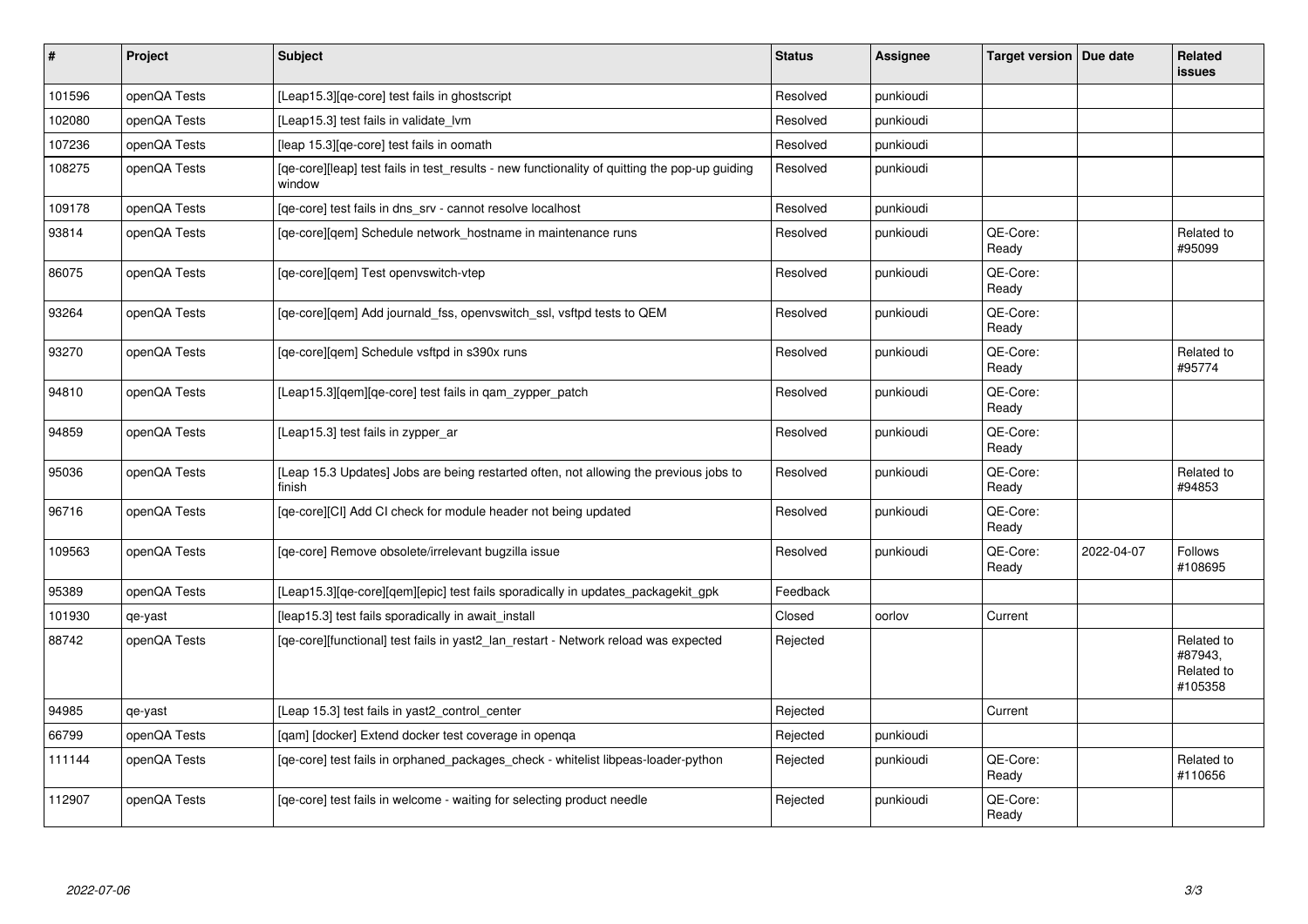| # | Project | Subject | Status | Assignee | Target version | Due date | Related issues |
|---|---|---|---|---|---|---|---|
| 101596 | openQA Tests | [Leap15.3][qe-core] test fails in ghostscript | Resolved | punkioudi | | | |
| 102080 | openQA Tests | [Leap15.3] test fails in validate_lvm | Resolved | punkioudi | | | |
| 107236 | openQA Tests | [leap 15.3][qe-core] test fails in oomath | Resolved | punkioudi | | | |
| 108275 | openQA Tests | [qe-core][leap] test fails in test_results - new functionality of quitting the pop-up guiding window | Resolved | punkioudi | | | |
| 109178 | openQA Tests | [qe-core] test fails in dns_srv - cannot resolve localhost | Resolved | punkioudi | | | |
| 93814 | openQA Tests | [qe-core][qem] Schedule network_hostname in maintenance runs | Resolved | punkioudi | QE-Core: Ready | | Related to #95099 |
| 86075 | openQA Tests | [qe-core][qem] Test openvswitch-vtep | Resolved | punkioudi | QE-Core: Ready | | |
| 93264 | openQA Tests | [qe-core][qem] Add journald_fss, openvswitch_ssl, vsftpd tests to QEM | Resolved | punkioudi | QE-Core: Ready | | |
| 93270 | openQA Tests | [qe-core][qem] Schedule vsftpd in s390x runs | Resolved | punkioudi | QE-Core: Ready | | Related to #95774 |
| 94810 | openQA Tests | [Leap15.3][qem][qe-core] test fails in qam_zypper_patch | Resolved | punkioudi | QE-Core: Ready | | |
| 94859 | openQA Tests | [Leap15.3] test fails in zypper_ar | Resolved | punkioudi | QE-Core: Ready | | |
| 95036 | openQA Tests | [Leap 15.3 Updates] Jobs are being restarted often, not allowing the previous jobs to finish | Resolved | punkioudi | QE-Core: Ready | | Related to #94853 |
| 96716 | openQA Tests | [qe-core][CI] Add CI check for module header not being updated | Resolved | punkioudi | QE-Core: Ready | | |
| 109563 | openQA Tests | [qe-core] Remove obsolete/irrelevant bugzilla issue | Resolved | punkioudi | QE-Core: Ready | 2022-04-07 | Follows #108695 |
| 95389 | openQA Tests | [Leap15.3][qe-core][qem][epic] test fails sporadically in updates_packagekit_gpk | Feedback | | | | |
| 101930 | qe-yast | [leap15.3] test fails sporadically in await_install | Closed | oorlov | Current | | |
| 88742 | openQA Tests | [qe-core][functional] test fails in yast2_lan_restart - Network reload was expected | Rejected | | | | Related to #87943, Related to #105358 |
| 94985 | qe-yast | [Leap 15.3] test fails in yast2_control_center | Rejected | | Current | | |
| 66799 | openQA Tests | [qam] [docker] Extend docker test coverage in openqa | Rejected | punkioudi | | | |
| 111144 | openQA Tests | [qe-core] test fails in orphaned_packages_check - whitelist libpeas-loader-python | Rejected | punkioudi | QE-Core: Ready | | Related to #110656 |
| 112907 | openQA Tests | [qe-core] test fails in welcome - waiting for selecting product needle | Rejected | punkioudi | QE-Core: Ready | | |